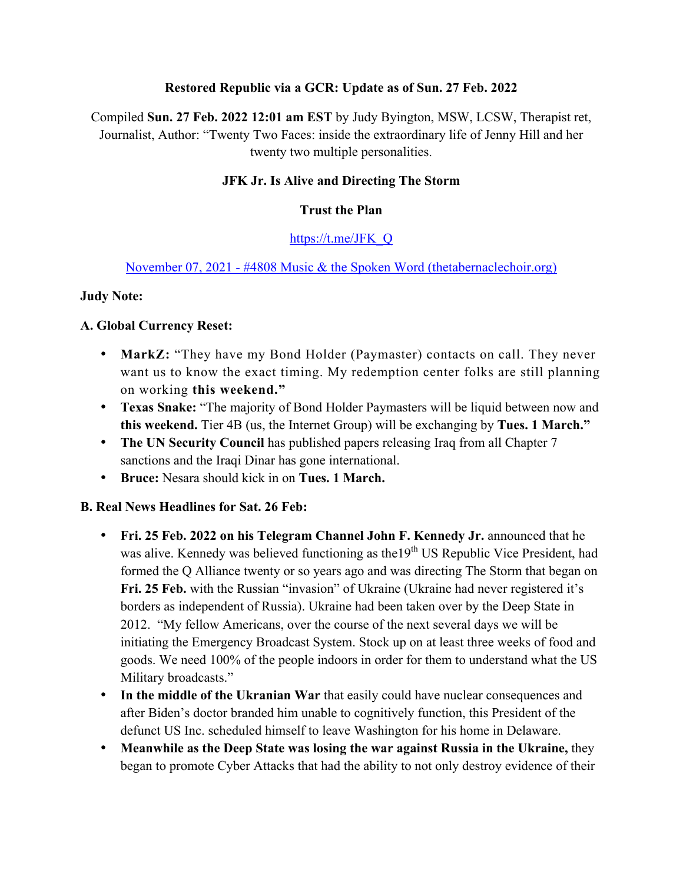**Restored Republic via a GCR: Update as of Sun. 27 Feb. 2022**

Compiled **Sun. 27 Feb. 2022 12:01 am EST** by Judy Byington, MSW, LCSW, Therapist ret, Journalist, Author: "Twenty Two Faces: inside the extraordinary life of Jenny Hill and her twenty two multiple personalities.

**JFK Jr. Is Alive and Directing The Storm**

**Trust the Plan**

https://t.me/JFK_Q

November 07, 2021 - #4808 Music & the Spoken Word (thetabernaclechoir.org)

**Judy Note:**

**A. Global Currency Reset:**

- **MarkZ:** "They have my Bond Holder (Paymaster) contacts on call. They never want us to know the exact timing. My redemption center folks are still planning on working **this weekend.**"
- **Texas Snake:** "The majority of Bond Holder Paymasters will be liquid between now and **this weekend.** Tier 4B (us, the Internet Group) will be exchanging by **Tues. 1 March.**"
- **The UN Security Council** has published papers releasing Iraq from all Chapter 7 sanctions and the Iraqi Dinar has gone international.
- **Bruce:** Nesara should kick in on **Tues. 1 March.**

**B. Real News Headlines for Sat. 26 Feb:**

- **Fri. 25 Feb. 2022 on his Telegram Channel John F. Kennedy Jr.** announced that he was alive. Kennedy was believed functioning as the19th US Republic Vice President, had formed the Q Alliance twenty or so years ago and was directing The Storm that began on **Fri. 25 Feb.** with the Russian "invasion" of Ukraine (Ukraine had never registered it's borders as independent of Russia). Ukraine had been taken over by the Deep State in 2012. "My fellow Americans, over the course of the next several days we will be initiating the Emergency Broadcast System. Stock up on at least three weeks of food and goods. We need 100% of the people indoors in order for them to understand what the US Military broadcasts."
- **In the middle of the Ukranian War** that easily could have nuclear consequences and after Biden's doctor branded him unable to cognitively function, this President of the defunct US Inc. scheduled himself to leave Washington for his home in Delaware.
- **Meanwhile as the Deep State was losing the war against Russia in the Ukraine,** they began to promote Cyber Attacks that had the ability to not only destroy evidence of their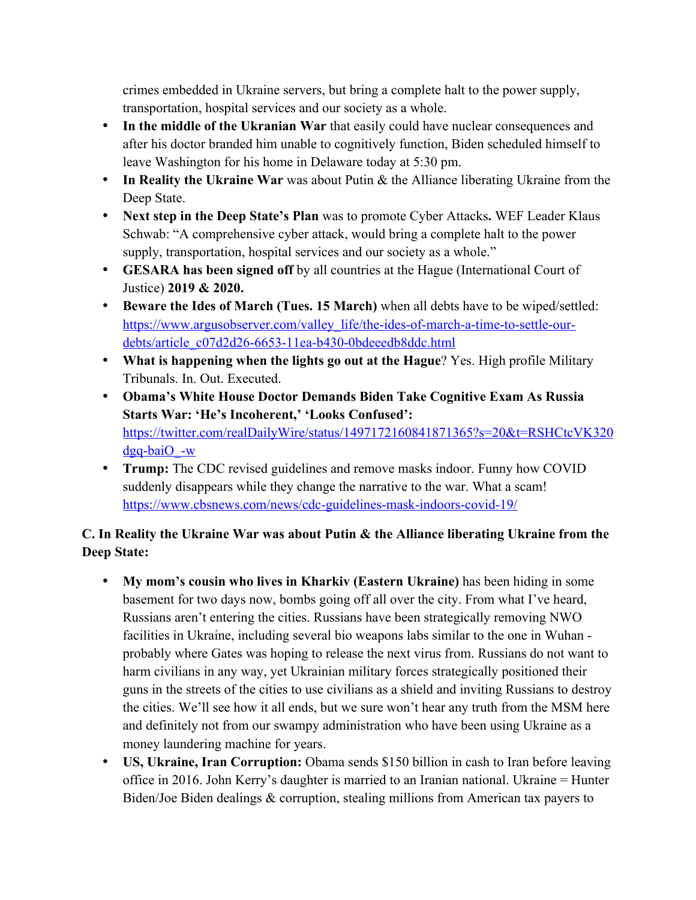crimes embedded in Ukraine servers, but bring a complete halt to the power supply, transportation, hospital services and our society as a whole.

- **In the middle of the Ukranian War** that easily could have nuclear consequences and after his doctor branded him unable to cognitively function, Biden scheduled himself to leave Washington for his home in Delaware today at 5:30 pm.
- **In Reality the Ukraine War** was about Putin & the Alliance liberating Ukraine from the Deep State.
- **Next step in the Deep State's Plan** was to promote Cyber Attacks**.** WEF Leader Klaus Schwab: "A comprehensive cyber attack, would bring a complete halt to the power supply, transportation, hospital services and our society as a whole."
- **GESARA has been signed off** by all countries at the Hague (International Court of Justice) **2019 & 2020.**
- **Beware the Ides of March (Tues. 15 March)** when all debts have to be wiped/settled: https://www.argusobserver.com/valley_life/the-ides-of-march-a-time-to-settle-our-debts/article_c07d2d26-6653-11ea-b430-0bdeeedb8ddc.html
- **What is happening when the lights go out at the Hague**? Yes. High profile Military Tribunals. In. Out. Executed.
- **Obama's White House Doctor Demands Biden Take Cognitive Exam As Russia Starts War: 'He's Incoherent,' 'Looks Confused':** https://twitter.com/realDailyWire/status/1497172160841871365?s=20&t=RSHCtcVK320dgq-baiO_-w
- **Trump:** The CDC revised guidelines and remove masks indoor. Funny how COVID suddenly disappears while they change the narrative to the war. What a scam! https://www.cbsnews.com/news/cdc-guidelines-mask-indoors-covid-19/

**C. In Reality the Ukraine War was about Putin & the Alliance liberating Ukraine from the Deep State:**

- **My mom's cousin who lives in Kharkiv (Eastern Ukraine)** has been hiding in some basement for two days now, bombs going off all over the city. From what I've heard, Russians aren't entering the cities. Russians have been strategically removing NWO facilities in Ukraine, including several bio weapons labs similar to the one in Wuhan - probably where Gates was hoping to release the next virus from. Russians do not want to harm civilians in any way, yet Ukrainian military forces strategically positioned their guns in the streets of the cities to use civilians as a shield and inviting Russians to destroy the cities. We'll see how it all ends, but we sure won't hear any truth from the MSM here and definitely not from our swampy administration who have been using Ukraine as a money laundering machine for years.
- **US, Ukraine, Iran Corruption:** Obama sends $150 billion in cash to Iran before leaving office in 2016. John Kerry's daughter is married to an Iranian national. Ukraine = Hunter Biden/Joe Biden dealings & corruption, stealing millions from American tax payers to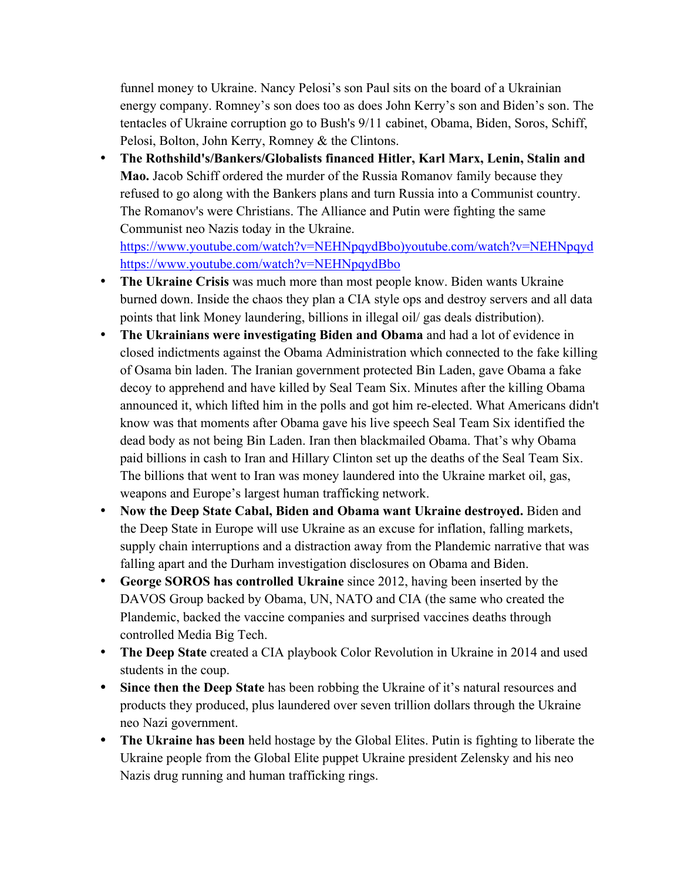funnel money to Ukraine. Nancy Pelosi's son Paul sits on the board of a Ukrainian energy company. Romney's son does too as does John Kerry's son and Biden's son. The tentacles of Ukraine corruption go to Bush's 9/11 cabinet, Obama, Biden, Soros, Schiff, Pelosi, Bolton, John Kerry, Romney & the Clintons.

- **The Rothshild's/Bankers/Globalists financed Hitler, Karl Marx, Lenin, Stalin and Mao.** Jacob Schiff ordered the murder of the Russia Romanov family because they refused to go along with the Bankers plans and turn Russia into a Communist country. The Romanov's were Christians. The Alliance and Putin were fighting the same Communist neo Nazis today in the Ukraine. https://www.youtube.com/watch?v=NEHNpqydBbo)youtube.com/watch?v=NEHNpqyd https://www.youtube.com/watch?v=NEHNpqydBbo
- **The Ukraine Crisis** was much more than most people know. Biden wants Ukraine burned down. Inside the chaos they plan a CIA style ops and destroy servers and all data points that link Money laundering, billions in illegal oil/ gas deals distribution).
- **The Ukrainians were investigating Biden and Obama** and had a lot of evidence in closed indictments against the Obama Administration which connected to the fake killing of Osama bin laden. The Iranian government protected Bin Laden, gave Obama a fake decoy to apprehend and have killed by Seal Team Six. Minutes after the killing Obama announced it, which lifted him in the polls and got him re-elected. What Americans didn't know was that moments after Obama gave his live speech Seal Team Six identified the dead body as not being Bin Laden. Iran then blackmailed Obama. That's why Obama paid billions in cash to Iran and Hillary Clinton set up the deaths of the Seal Team Six. The billions that went to Iran was money laundered into the Ukraine market oil, gas, weapons and Europe's largest human trafficking network.
- **Now the Deep State Cabal, Biden and Obama want Ukraine destroyed.** Biden and the Deep State in Europe will use Ukraine as an excuse for inflation, falling markets, supply chain interruptions and a distraction away from the Plandemic narrative that was falling apart and the Durham investigation disclosures on Obama and Biden.
- **George SOROS has controlled Ukraine** since 2012, having been inserted by the DAVOS Group backed by Obama, UN, NATO and CIA (the same who created the Plandemic, backed the vaccine companies and surprised vaccines deaths through controlled Media Big Tech.
- **The Deep State** created a CIA playbook Color Revolution in Ukraine in 2014 and used students in the coup.
- **Since then the Deep State** has been robbing the Ukraine of it's natural resources and products they produced, plus laundered over seven trillion dollars through the Ukraine neo Nazi government.
- **The Ukraine has been** held hostage by the Global Elites. Putin is fighting to liberate the Ukraine people from the Global Elite puppet Ukraine president Zelensky and his neo Nazis drug running and human trafficking rings.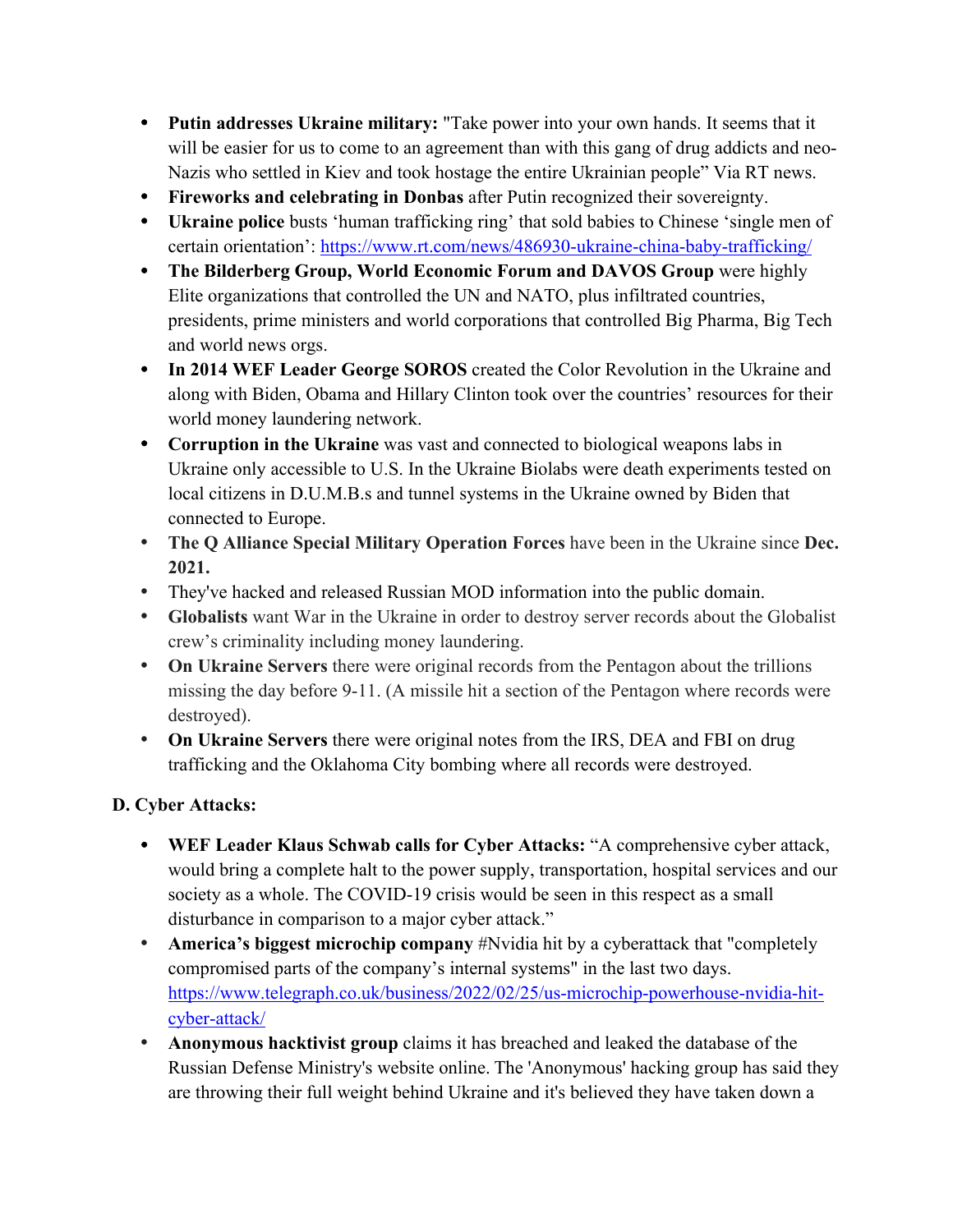- **Putin addresses Ukraine military:** "Take power into your own hands. It seems that it will be easier for us to come to an agreement than with this gang of drug addicts and neo-Nazis who settled in Kiev and took hostage the entire Ukrainian people" Via RT news.
- **Fireworks and celebrating in Donbas** after Putin recognized their sovereignty.
- **Ukraine police** busts 'human trafficking ring' that sold babies to Chinese 'single men of certain orientation': https://www.rt.com/news/486930-ukraine-china-baby-trafficking/
- **The Bilderberg Group, World Economic Forum and DAVOS Group** were highly Elite organizations that controlled the UN and NATO, plus infiltrated countries, presidents, prime ministers and world corporations that controlled Big Pharma, Big Tech and world news orgs.
- **In 2014 WEF Leader George SOROS** created the Color Revolution in the Ukraine and along with Biden, Obama and Hillary Clinton took over the countries' resources for their world money laundering network.
- **Corruption in the Ukraine** was vast and connected to biological weapons labs in Ukraine only accessible to U.S. In the Ukraine Biolabs were death experiments tested on local citizens in D.U.M.B.s and tunnel systems in the Ukraine owned by Biden that connected to Europe.
- **The Q Alliance Special Military Operation Forces** have been in the Ukraine since **Dec. 2021.**
- They've hacked and released Russian MOD information into the public domain.
- **Globalists** want War in the Ukraine in order to destroy server records about the Globalist crew's criminality including money laundering.
- **On Ukraine Servers** there were original records from the Pentagon about the trillions missing the day before 9-11. (A missile hit a section of the Pentagon where records were destroyed).
- **On Ukraine Servers** there were original notes from the IRS, DEA and FBI on drug trafficking and the Oklahoma City bombing where all records were destroyed.

**D. Cyber Attacks:**

- **WEF Leader Klaus Schwab calls for Cyber Attacks:** "A comprehensive cyber attack, would bring a complete halt to the power supply, transportation, hospital services and our society as a whole. The COVID-19 crisis would be seen in this respect as a small disturbance in comparison to a major cyber attack."
- **America's biggest microchip company** #Nvidia hit by a cyberattack that "completely compromised parts of the company's internal systems" in the last two days. https://www.telegraph.co.uk/business/2022/02/25/us-microchip-powerhouse-nvidia-hit-cyber-attack/
- **Anonymous hacktivist group** claims it has breached and leaked the database of the Russian Defense Ministry's website online. The 'Anonymous' hacking group has said they are throwing their full weight behind Ukraine and it's believed they have taken down a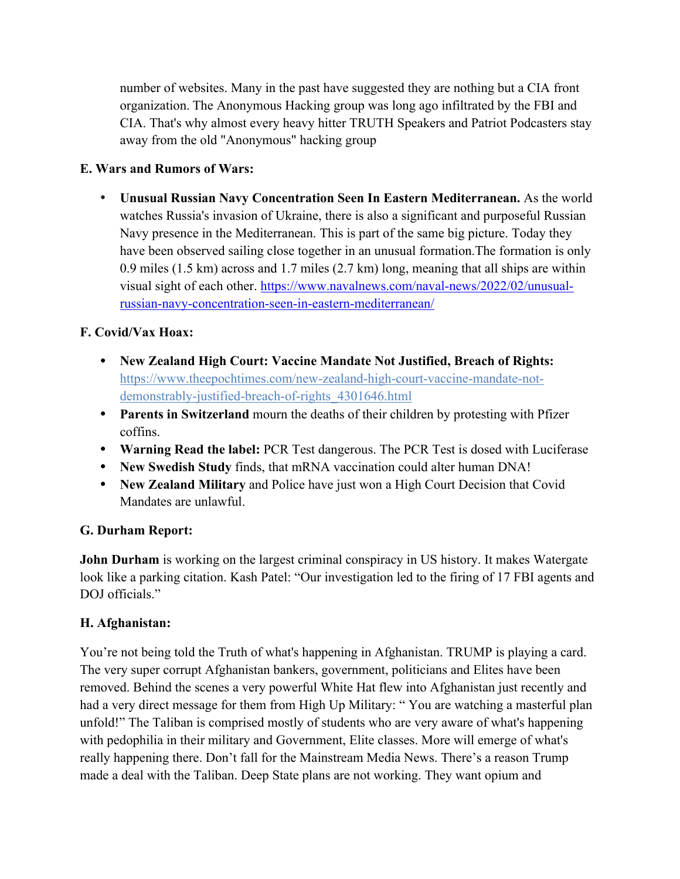number of websites. Many in the past have suggested they are nothing but a CIA front organization. The Anonymous Hacking group was long ago infiltrated by the FBI and CIA. That's why almost every heavy hitter TRUTH Speakers and Patriot Podcasters stay away from the old "Anonymous" hacking group

**E. Wars and Rumors of Wars:**

- **Unusual Russian Navy Concentration Seen In Eastern Mediterranean.** As the world watches Russia's invasion of Ukraine, there is also a significant and purposeful Russian Navy presence in the Mediterranean. This is part of the same big picture. Today they have been observed sailing close together in an unusual formation.The formation is only 0.9 miles (1.5 km) across and 1.7 miles (2.7 km) long, meaning that all ships are within visual sight of each other. [https://www.navalnews.com/naval-news/2022/02/unusual-russian-navy-concentration-seen-in-eastern-mediterranean/](https://www.navalnews.com/naval-news/2022/02/unusual-russian-navy-concentration-seen-in-eastern-mediterranean/)

**F. Covid/Vax Hoax:**

- **New Zealand High Court: Vaccine Mandate Not Justified, Breach of Rights:** [https://www.theepochtimes.com/new-zealand-high-court-vaccine-mandate-not-demonstrably-justified-breach-of-rights_4301646.html](https://www.theepochtimes.com/new-zealand-high-court-vaccine-mandate-not-demonstrably-justified-breach-of-rights_4301646.html)
- **Parents in Switzerland** mourn the deaths of their children by protesting with Pfizer coffins.
- **Warning Read the label:** PCR Test dangerous. The PCR Test is dosed with Luciferase
- **New Swedish Study** finds, that mRNA vaccination could alter human DNA!
- **New Zealand Military** and Police have just won a High Court Decision that Covid Mandates are unlawful.

**G. Durham Report:**

**John Durham** is working on the largest criminal conspiracy in US history. It makes Watergate look like a parking citation. Kash Patel: "Our investigation led to the firing of 17 FBI agents and DOJ officials."

**H. Afghanistan:**

You're not being told the Truth of what's happening in Afghanistan. TRUMP is playing a card. The very super corrupt Afghanistan bankers, government, politicians and Elites have been removed. Behind the scenes a very powerful White Hat flew into Afghanistan just recently and had a very direct message for them from High Up Military: " You are watching a masterful plan unfold!" The Taliban is comprised mostly of students who are very aware of what's happening with pedophilia in their military and Government, Elite classes. More will emerge of what's really happening there. Don't fall for the Mainstream Media News. There's a reason Trump made a deal with the Taliban. Deep State plans are not working. They want opium and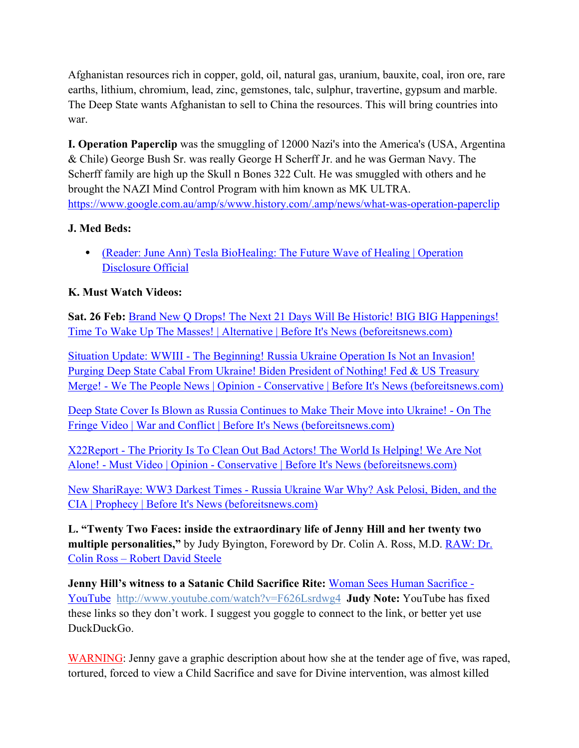Afghanistan resources rich in copper, gold, oil, natural gas, uranium, bauxite, coal, iron ore, rare earths, lithium, chromium, lead, zinc, gemstones, talc, sulphur, travertine, gypsum and marble. The Deep State wants Afghanistan to sell to China the resources. This will bring countries into war.

**I. Operation Paperclip** was the smuggling of 12000 Nazi's into the America's (USA, Argentina & Chile) George Bush Sr. was really George H Scherff Jr. and he was German Navy. The Scherff family are high up the Skull n Bones 322 Cult. He was smuggled with others and he brought the NAZI Mind Control Program with him known as MK ULTRA. https://www.google.com.au/amp/s/www.history.com/.amp/news/what-was-operation-paperclip

**J. Med Beds:**

- (Reader: June Ann) Tesla BioHealing: The Future Wave of Healing | Operation Disclosure Official

**K. Must Watch Videos:**

**Sat. 26 Feb:** Brand New Q Drops! The Next 21 Days Will Be Historic! BIG BIG Happenings! Time To Wake Up The Masses! | Alternative | Before It's News (beforeitsnews.com)

Situation Update: WWIII - The Beginning! Russia Ukraine Operation Is Not an Invasion! Purging Deep State Cabal From Ukraine! Biden President of Nothing! Fed & US Treasury Merge! - We The People News | Opinion - Conservative | Before It's News (beforeitsnews.com)

Deep State Cover Is Blown as Russia Continues to Make Their Move into Ukraine! - On The Fringe Video | War and Conflict | Before It's News (beforeitsnews.com)

X22Report - The Priority Is To Clean Out Bad Actors! The World Is Helping! We Are Not Alone! - Must Video | Opinion - Conservative | Before It's News (beforeitsnews.com)

New ShariRaye: WW3 Darkest Times - Russia Ukraine War Why? Ask Pelosi, Biden, and the CIA | Prophecy | Before It's News (beforeitsnews.com)

**L. "Twenty Two Faces: inside the extraordinary life of Jenny Hill and her twenty two multiple personalities,"** by Judy Byington, Foreword by Dr. Colin A. Ross, M.D. RAW: Dr. Colin Ross – Robert David Steele

**Jenny Hill's witness to a Satanic Child Sacrifice Rite:** Woman Sees Human Sacrifice - YouTube http://www.youtube.com/watch?v=F626Lsrdwg4 **Judy Note:** YouTube has fixed these links so they don't work. I suggest you goggle to connect to the link, or better yet use DuckDuckGo.

WARNING: Jenny gave a graphic description about how she at the tender age of five, was raped, tortured, forced to view a Child Sacrifice and save for Divine intervention, was almost killed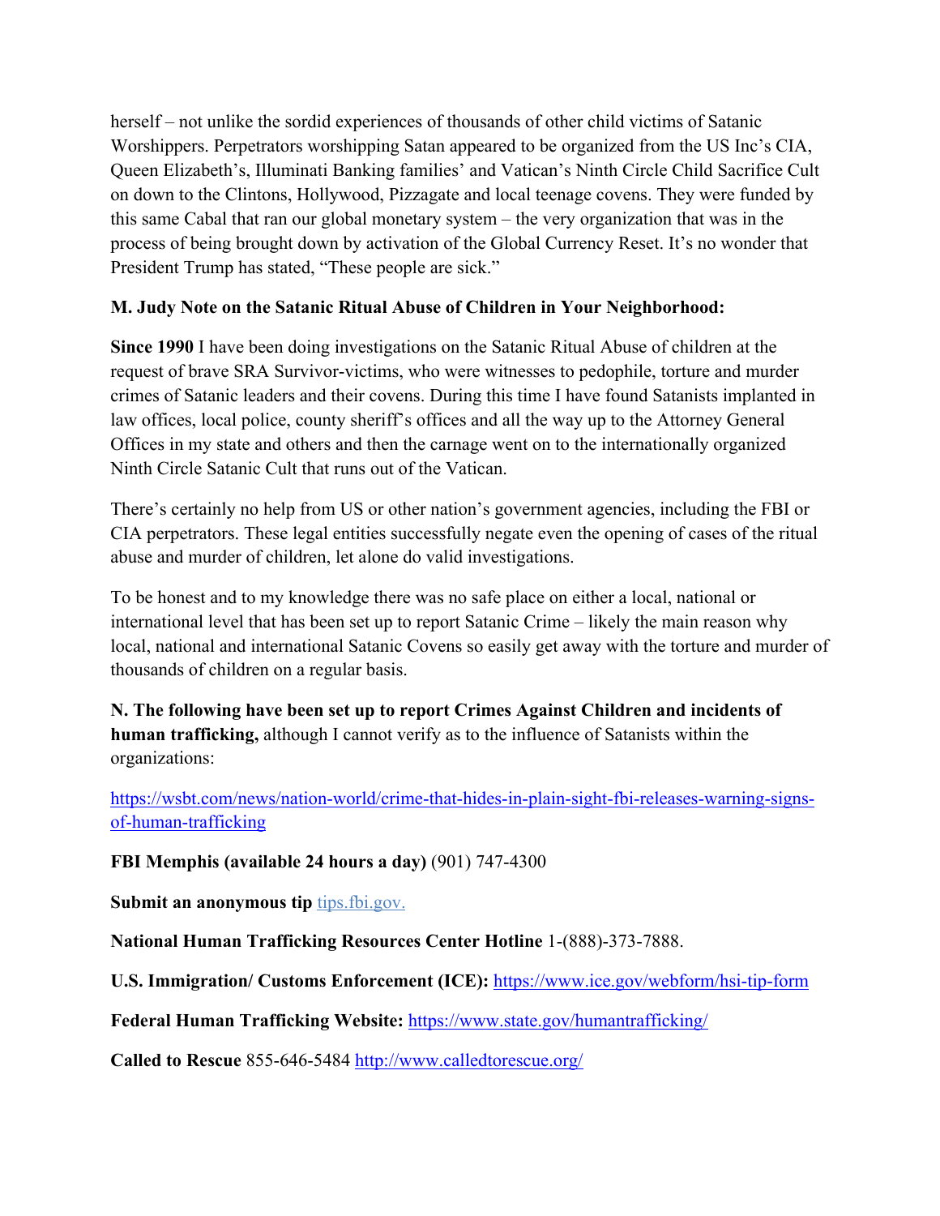herself – not unlike the sordid experiences of thousands of other child victims of Satanic Worshippers. Perpetrators worshipping Satan appeared to be organized from the US Inc's CIA, Queen Elizabeth's, Illuminati Banking families' and Vatican's Ninth Circle Child Sacrifice Cult on down to the Clintons, Hollywood, Pizzagate and local teenage covens. They were funded by this same Cabal that ran our global monetary system – the very organization that was in the process of being brought down by activation of the Global Currency Reset. It's no wonder that President Trump has stated, "These people are sick."

**M. Judy Note on the Satanic Ritual Abuse of Children in Your Neighborhood:**

**Since 1990** I have been doing investigations on the Satanic Ritual Abuse of children at the request of brave SRA Survivor-victims, who were witnesses to pedophile, torture and murder crimes of Satanic leaders and their covens. During this time I have found Satanists implanted in law offices, local police, county sheriff's offices and all the way up to the Attorney General Offices in my state and others and then the carnage went on to the internationally organized Ninth Circle Satanic Cult that runs out of the Vatican.

There's certainly no help from US or other nation's government agencies, including the FBI or CIA perpetrators. These legal entities successfully negate even the opening of cases of the ritual abuse and murder of children, let alone do valid investigations.

To be honest and to my knowledge there was no safe place on either a local, national or international level that has been set up to report Satanic Crime – likely the main reason why local, national and international Satanic Covens so easily get away with the torture and murder of thousands of children on a regular basis.

**N. The following have been set up to report Crimes Against Children and incidents of human trafficking,** although I cannot verify as to the influence of Satanists within the organizations:

https://wsbt.com/news/nation-world/crime-that-hides-in-plain-sight-fbi-releases-warning-signs-of-human-trafficking

**FBI Memphis (available 24 hours a day)** (901) 747-4300

**Submit an anonymous tip** tips.fbi.gov.

**National Human Trafficking Resources Center Hotline** 1-(888)-373-7888.

**U.S. Immigration/ Customs Enforcement (ICE):** https://www.ice.gov/webform/hsi-tip-form

**Federal Human Trafficking Website:** https://www.state.gov/humantrafficking/

**Called to Rescue** 855-646-5484 http://www.calledtorescue.org/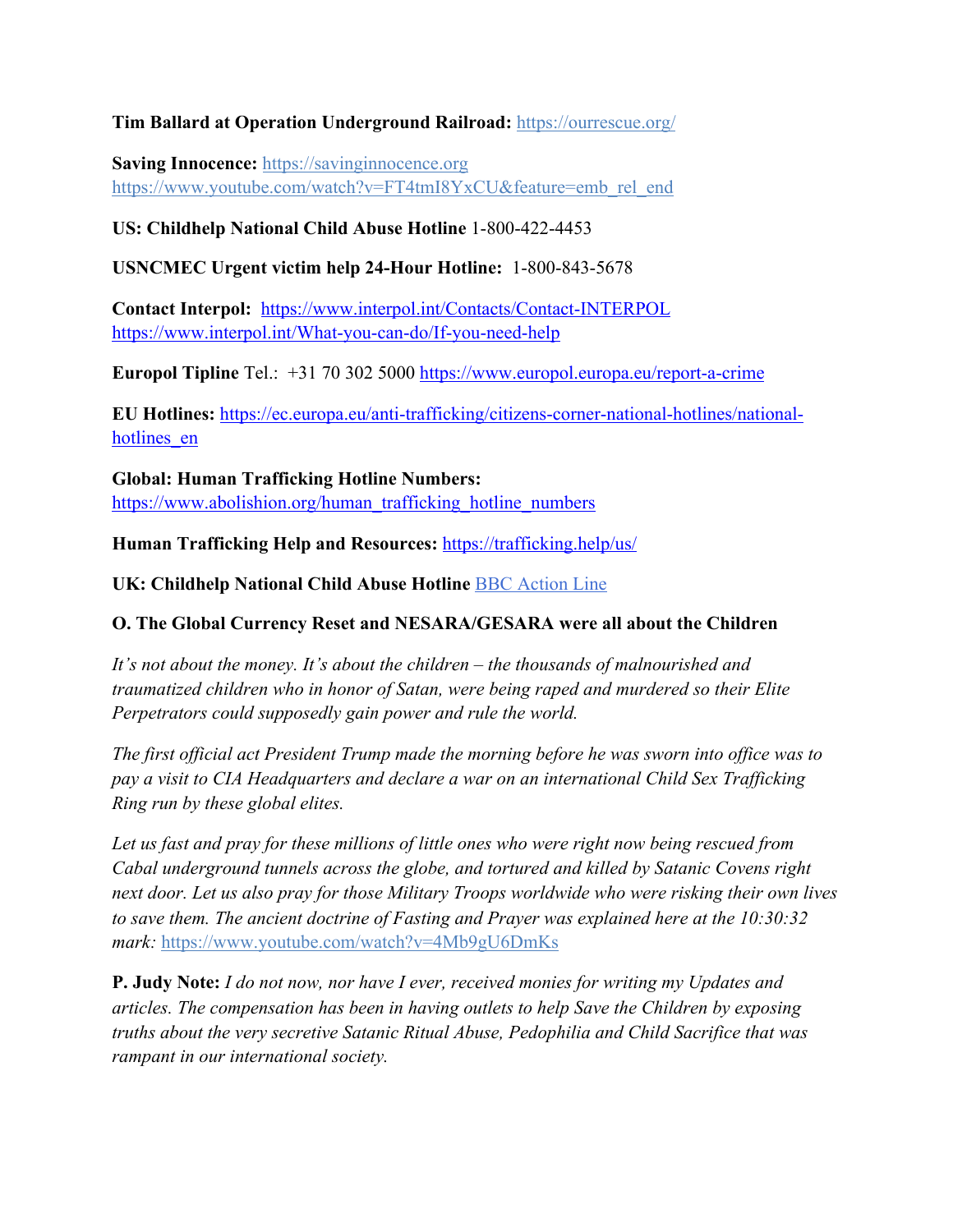**Tim Ballard at Operation Underground Railroad:** https://ourrescue.org/

**Saving Innocence:** https://savinginnocence.org
https://www.youtube.com/watch?v=FT4tmI8YxCU&feature=emb_rel_end

**US: Childhelp National Child Abuse Hotline** 1-800-422-4453

**USNCMEC Urgent victim help 24-Hour Hotline:** 1-800-843-5678

**Contact Interpol:** https://www.interpol.int/Contacts/Contact-INTERPOL
https://www.interpol.int/What-you-can-do/If-you-need-help

**Europol Tipline** Tel.: +31 70 302 5000 https://www.europol.europa.eu/report-a-crime

**EU Hotlines:** https://ec.europa.eu/anti-trafficking/citizens-corner-national-hotlines/national-hotlines_en

**Global: Human Trafficking Hotline Numbers:**
https://www.abolishion.org/human_trafficking_hotline_numbers

**Human Trafficking Help and Resources:** https://trafficking.help/us/

**UK: Childhelp National Child Abuse Hotline** BBC Action Line

**O. The Global Currency Reset and NESARA/GESARA were all about the Children**

*It's not about the money. It's about the children – the thousands of malnourished and traumatized children who in honor of Satan, were being raped and murdered so their Elite Perpetrators could supposedly gain power and rule the world.*

*The first official act President Trump made the morning before he was sworn into office was to pay a visit to CIA Headquarters and declare a war on an international Child Sex Trafficking Ring run by these global elites.*

*Let us fast and pray for these millions of little ones who were right now being rescued from Cabal underground tunnels across the globe, and tortured and killed by Satanic Covens right next door. Let us also pray for those Military Troops worldwide who were risking their own lives to save them. The ancient doctrine of Fasting and Prayer was explained here at the 10:30:32 mark:* https://www.youtube.com/watch?v=4Mb9gU6DmKs

**P. Judy Note:** *I do not now, nor have I ever, received monies for writing my Updates and articles. The compensation has been in having outlets to help Save the Children by exposing truths about the very secretive Satanic Ritual Abuse, Pedophilia and Child Sacrifice that was rampant in our international society.*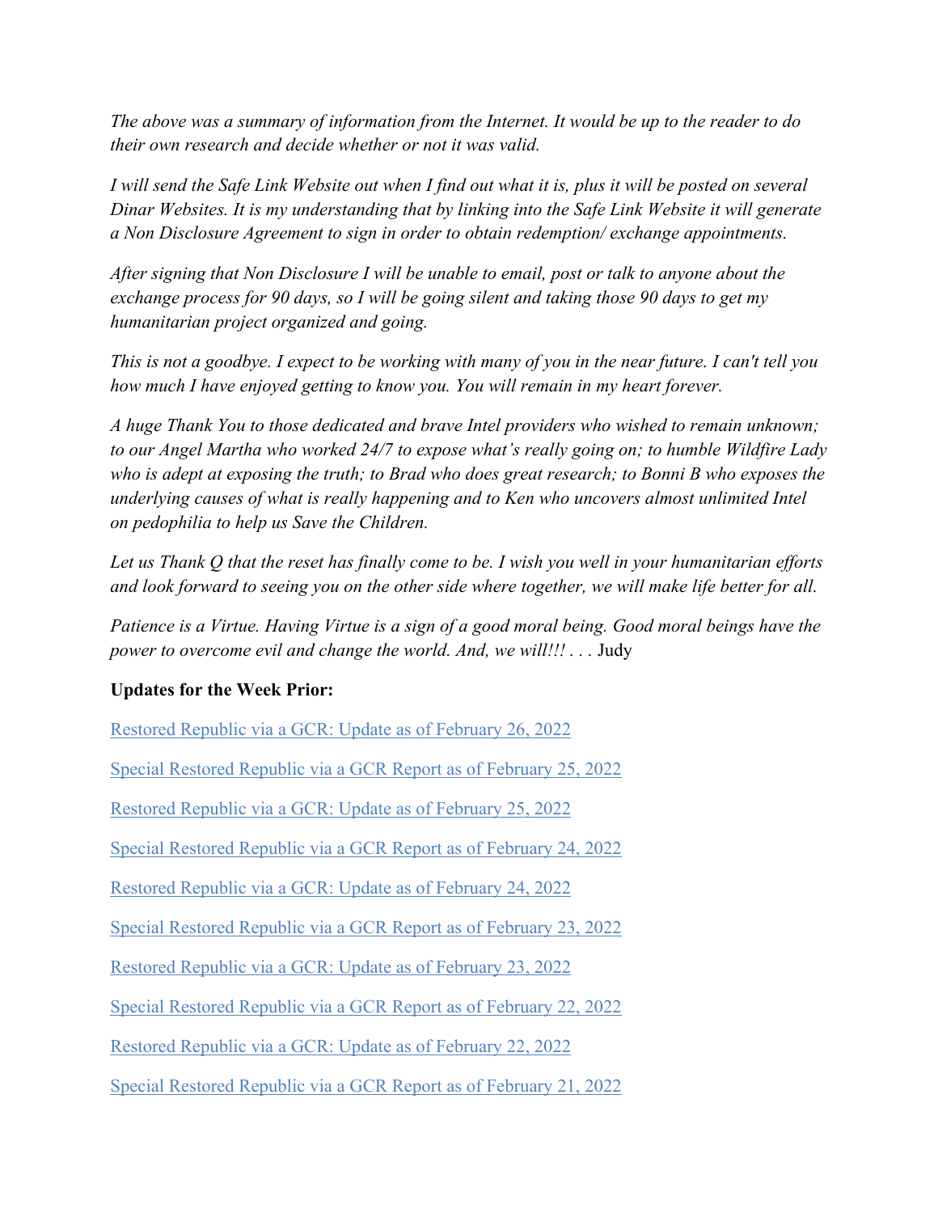*The above was a summary of information from the Internet. It would be up to the reader to do their own research and decide whether or not it was valid.*

*I will send the Safe Link Website out when I find out what it is, plus it will be posted on several Dinar Websites. It is my understanding that by linking into the Safe Link Website it will generate a Non Disclosure Agreement to sign in order to obtain redemption/ exchange appointments.*

*After signing that Non Disclosure I will be unable to email, post or talk to anyone about the exchange process for 90 days, so I will be going silent and taking those 90 days to get my humanitarian project organized and going.*

*This is not a goodbye. I expect to be working with many of you in the near future. I can't tell you how much I have enjoyed getting to know you. You will remain in my heart forever.*

*A huge Thank You to those dedicated and brave Intel providers who wished to remain unknown; to our Angel Martha who worked 24/7 to expose what's really going on; to humble Wildfire Lady who is adept at exposing the truth; to Brad who does great research; to Bonni B who exposes the underlying causes of what is really happening and to Ken who uncovers almost unlimited Intel on pedophilia to help us Save the Children.*

*Let us Thank Q that the reset has finally come to be. I wish you well in your humanitarian efforts and look forward to seeing you on the other side where together, we will make life better for all.*

*Patience is a Virtue. Having Virtue is a sign of a good moral being. Good moral beings have the power to overcome evil and change the world. And, we will!!! . . .* Judy

**Updates for the Week Prior:**

Restored Republic via a GCR: Update as of February 26, 2022

Special Restored Republic via a GCR Report as of February 25, 2022

Restored Republic via a GCR: Update as of February 25, 2022

Special Restored Republic via a GCR Report as of February 24, 2022

Restored Republic via a GCR: Update as of February 24, 2022

Special Restored Republic via a GCR Report as of February 23, 2022

Restored Republic via a GCR: Update as of February 23, 2022

Special Restored Republic via a GCR Report as of February 22, 2022

Restored Republic via a GCR: Update as of February 22, 2022

Special Restored Republic via a GCR Report as of February 21, 2022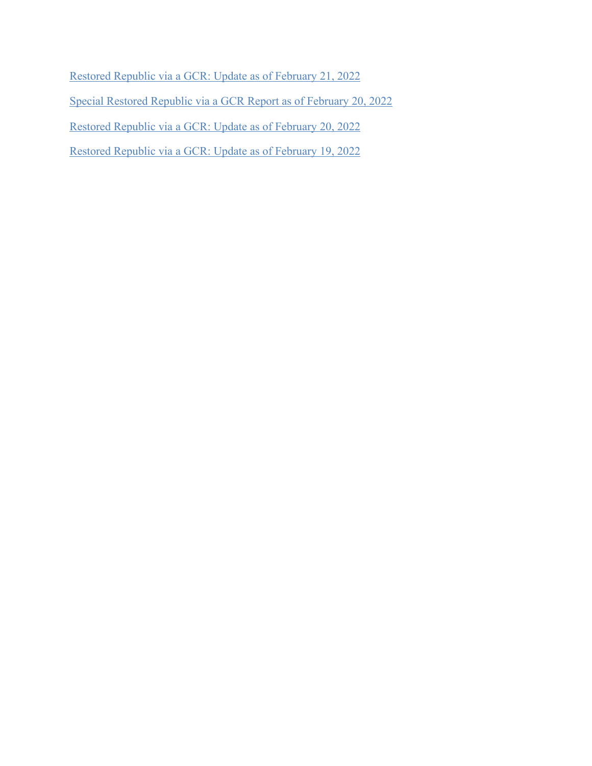Restored Republic via a GCR: Update as of February 21, 2022

Special Restored Republic via a GCR Report as of February 20, 2022

Restored Republic via a GCR: Update as of February 20, 2022

Restored Republic via a GCR: Update as of February 19, 2022